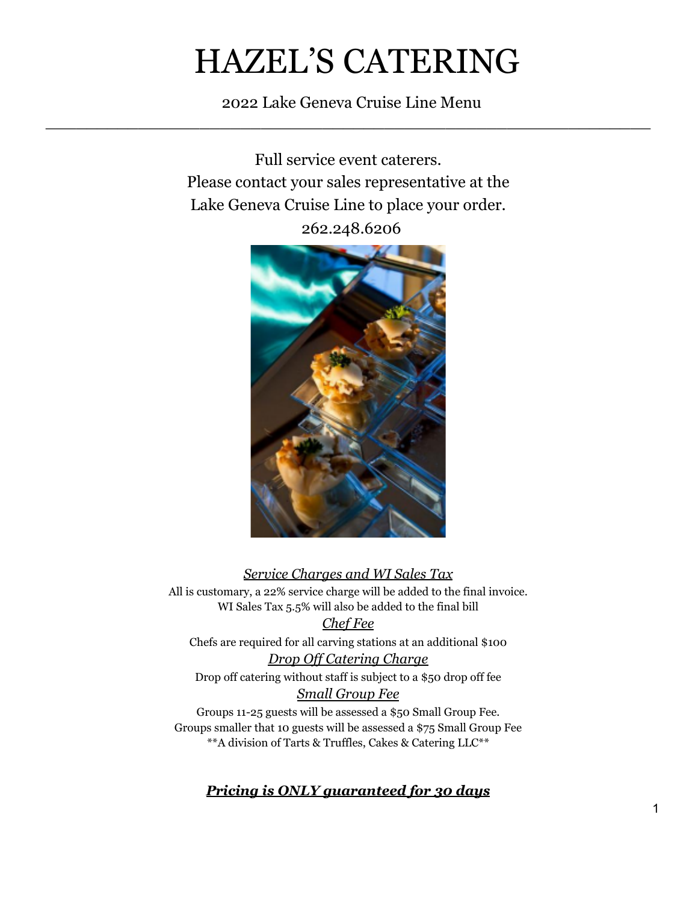# HAZEL'S CATERING

2022 Lake Geneva Cruise Line Menu

---

Full service event caterers.
Please contact your sales representative at the
Lake Geneva Cruise Line to place your order.
262.248.6206

***Service Charges and WI Sales Tax***

All is customary, a 22% service charge will be added to the final invoice.
WI Sales Tax 5.5% will also be added to the final bill

***Chef Fee***

Chefs are required for all carving stations at an additional $100

***Drop Off Catering Charge***

Drop off catering without staff is subject to a $50 drop off fee

***Small Group Fee***

Groups 11-25 guests will be assessed a $50 Small Group Fee.
Groups smaller that 10 guests will be assessed a $75 Small Group Fee
**A division of Tarts & Truffles, Cakes & Catering LLC**

***Pricing is ONLY guaranteed for 30 days***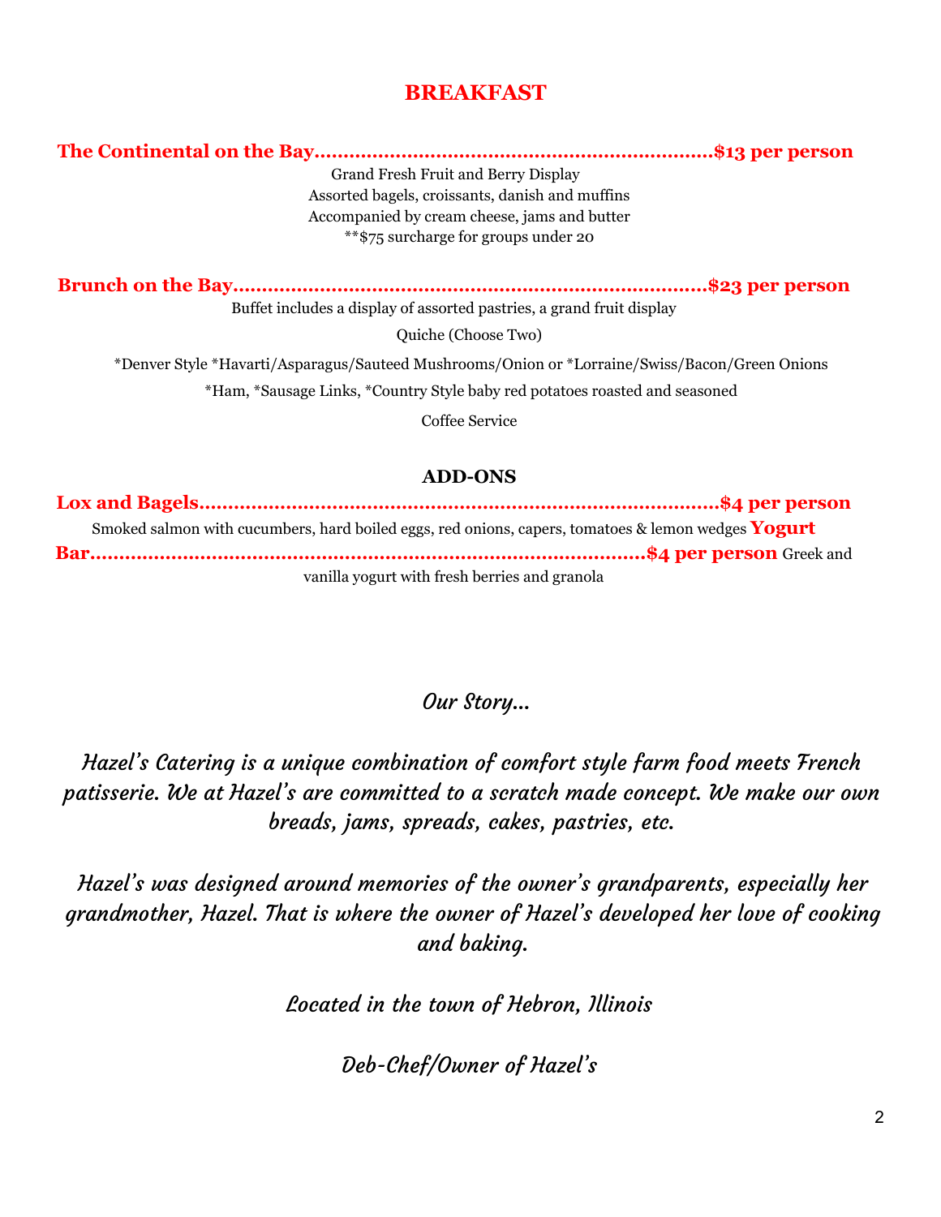# BREAKFAST

**The Continental on the Bay..................................................................$13 per person**

Grand Fresh Fruit and Berry Display
Assorted bagels, croissants, danish and muffins
Accompanied by cream cheese, jams and butter
**$75 surcharge for groups under 20

**Brunch on the Bay...............................................................................$23 per person**

Buffet includes a display of assorted pastries, a grand fruit display

Quiche (Choose Two)

*Denver Style *Havarti/Asparagus/Sauteed Mushrooms/Onion or *Lorraine/Swiss/Bacon/Green Onions

*Ham, *Sausage Links, *Country Style baby red potatoes roasted and seasoned

Coffee Service

## ADD-ONS

**Lox and Bagels.......................................................................................$4 per person**

Smoked salmon with cucumbers, hard boiled eggs, red onions, capers, tomatoes & lemon wedges

**Yogurt Bar..........................................................................................$4 per person**

Greek and vanilla yogurt with fresh berries and granola

*Our Story...*

*Hazel's Catering is a unique combination of comfort style farm food meets French patisserie. We at Hazel's are committed to a scratch made concept. We make our own breads, jams, spreads, cakes, pastries, etc.*

*Hazel's was designed around memories of the owner's grandparents, especially her grandmother, Hazel. That is where the owner of Hazel's developed her love of cooking and baking.*

*Located in the town of Hebron, Illinois*

*Deb-Chef/Owner of Hazel's*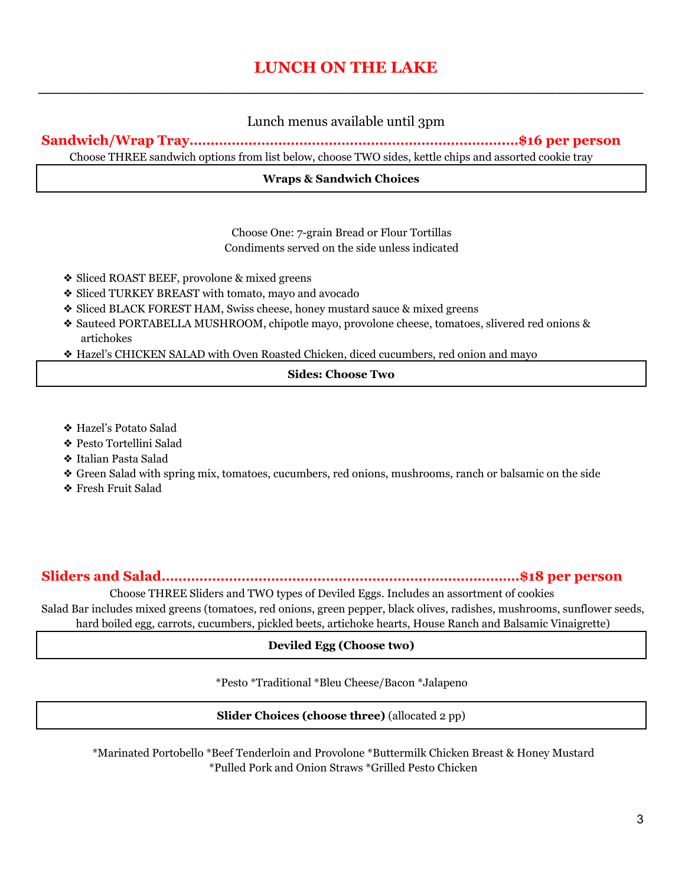# LUNCH ON THE LAKE

---

Lunch menus available until 3pm

## Sandwich/Wrap Tray……………………………………………………………………$16 per person

Choose THREE sandwich options from list below, choose TWO sides, kettle chips and assorted cookie tray

### Wraps & Sandwich Choices

Choose One: 7-grain Bread or Flour Tortillas
Condiments served on the side unless indicated

- Sliced ROAST BEEF, provolone & mixed greens
- Sliced TURKEY BREAST with tomato, mayo and avocado
- Sliced BLACK FOREST HAM, Swiss cheese, honey mustard sauce & mixed greens
- Sauteed PORTABELLA MUSHROOM, chipotle mayo, provolone cheese, tomatoes, slivered red onions & artichokes
- Hazel's CHICKEN SALAD with Oven Roasted Chicken, diced cucumbers, red onion and mayo

### Sides: Choose Two

- Hazel's Potato Salad
- Pesto Tortellini Salad
- Italian Pasta Salad
- Green Salad with spring mix, tomatoes, cucumbers, red onions, mushrooms, ranch or balsamic on the side
- Fresh Fruit Salad

## Sliders and Salad………………………………………………………………………$18 per person

Choose THREE Sliders and TWO types of Deviled Eggs. Includes an assortment of cookies
Salad Bar includes mixed greens (tomatoes, red onions, green pepper, black olives, radishes, mushrooms, sunflower seeds, hard boiled egg, carrots, cucumbers, pickled beets, artichoke hearts, House Ranch and Balsamic Vinaigrette)

### Deviled Egg (Choose two)

*Pesto *Traditional *Bleu Cheese/Bacon *Jalapeno

### Slider Choices (choose three) (allocated 2 pp)

*Marinated Portobello *Beef Tenderloin and Provolone *Buttermilk Chicken Breast & Honey Mustard
*Pulled Pork and Onion Straws *Grilled Pesto Chicken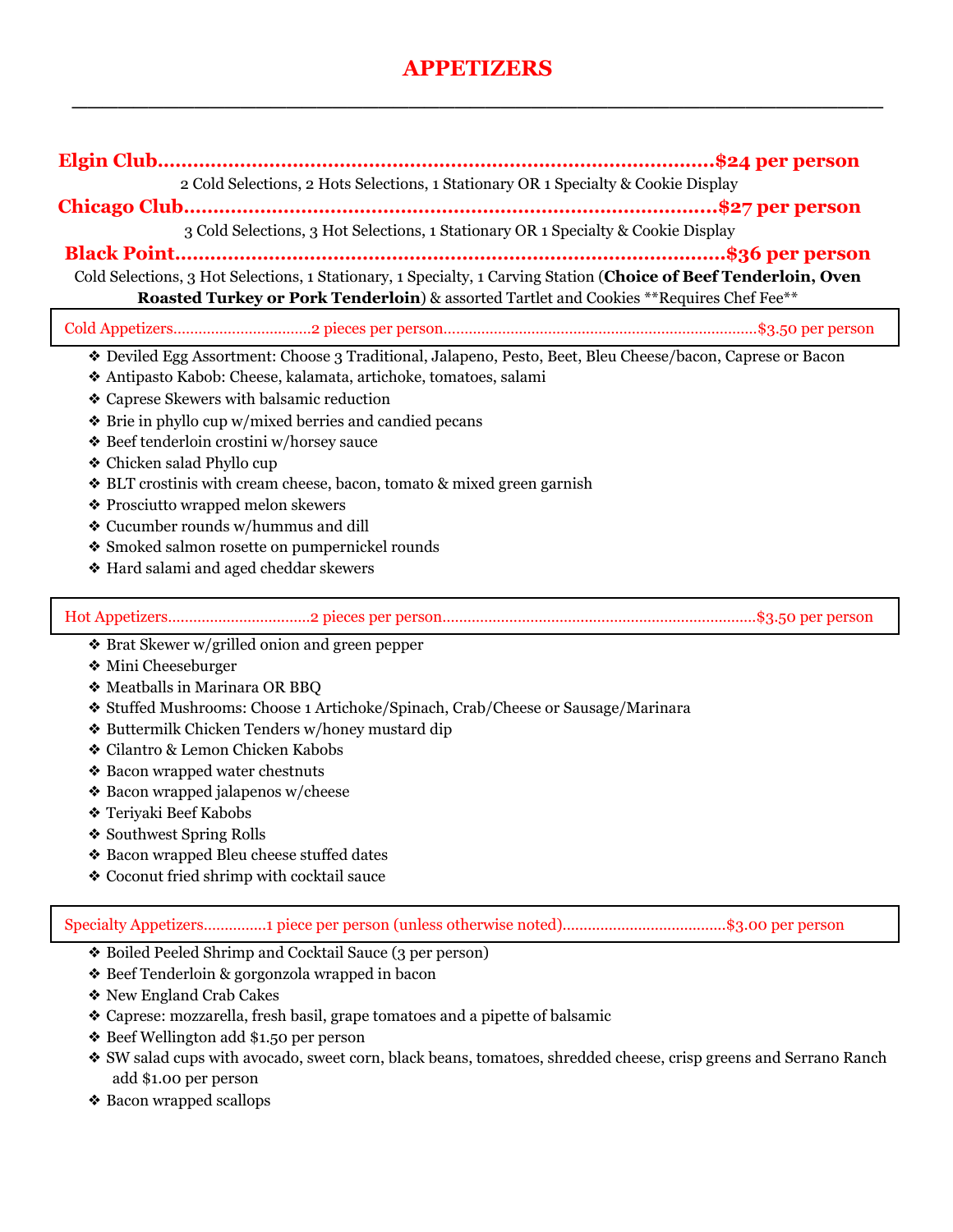# APPETIZERS

**Elgin Club..........................................................................................$24 per person**

2 Cold Selections, 2 Hots Selections, 1 Stationary OR 1 Specialty & Cookie Display

**Chicago Club......................................................................................$27 per person**

3 Cold Selections, 3 Hot Selections, 1 Stationary OR 1 Specialty & Cookie Display

**Black Point..........................................................................................$36 per person**

Cold Selections, 3 Hot Selections, 1 Stationary, 1 Specialty, 1 Carving Station (**Choice of Beef Tenderloin, Oven Roasted Turkey or Pork Tenderloin**) & assorted Tartlet and Cookies **Requires Chef Fee**

Cold Appetizers................................2 pieces per person.........................................................................$3.50 per person

- Deviled Egg Assortment: Choose 3 Traditional, Jalapeno, Pesto, Beet, Bleu Cheese/bacon, Caprese or Bacon
- Antipasto Kabob: Cheese, kalamata, artichoke, tomatoes, salami
- Caprese Skewers with balsamic reduction
- Brie in phyllo cup w/mixed berries and candied pecans
- Beef tenderloin crostini w/horsey sauce
- Chicken salad Phyllo cup
- BLT crostinis with cream cheese, bacon, tomato & mixed green garnish
- Prosciutto wrapped melon skewers
- Cucumber rounds w/hummus and dill
- Smoked salmon rosette on pumpernickel rounds
- Hard salami and aged cheddar skewers

Hot Appetizers.................................2 pieces per person..........................................................................$3.50 per person

- Brat Skewer w/grilled onion and green pepper
- Mini Cheeseburger
- Meatballs in Marinara OR BBQ
- Stuffed Mushrooms: Choose 1 Artichoke/Spinach, Crab/Cheese or Sausage/Marinara
- Buttermilk Chicken Tenders w/honey mustard dip
- Cilantro & Lemon Chicken Kabobs
- Bacon wrapped water chestnuts
- Bacon wrapped jalapenos w/cheese
- Teriyaki Beef Kabobs
- Southwest Spring Rolls
- Bacon wrapped Bleu cheese stuffed dates
- Coconut fried shrimp with cocktail sauce

Specialty Appetizers..............1 piece per person (unless otherwise noted)......................................$3.00 per person

- Boiled Peeled Shrimp and Cocktail Sauce (3 per person)
- Beef Tenderloin & gorgonzola wrapped in bacon
- New England Crab Cakes
- Caprese: mozzarella, fresh basil, grape tomatoes and a pipette of balsamic
- Beef Wellington add $1.50 per person
- SW salad cups with avocado, sweet corn, black beans, tomatoes, shredded cheese, crisp greens and Serrano Ranch add $1.00 per person
- Bacon wrapped scallops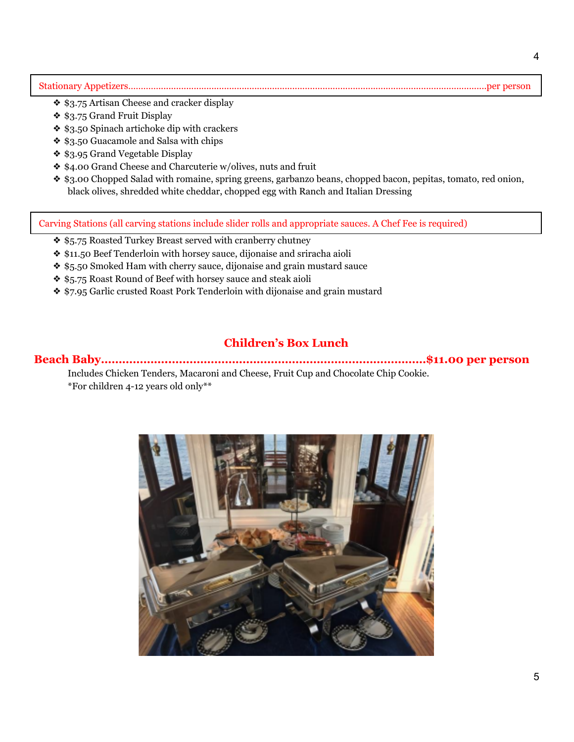Stationary Appetizers.......................................................................................................................................per person

- $3.75 Artisan Cheese and cracker display
- $3.75 Grand Fruit Display
- $3.50 Spinach artichoke dip with crackers
- $3.50 Guacamole and Salsa with chips
- $3.95 Grand Vegetable Display
- $4.00 Grand Cheese and Charcuterie w/olives, nuts and fruit
- $3.00 Chopped Salad with romaine, spring greens, garbanzo beans, chopped bacon, pepitas, tomato, red onion, black olives, shredded white cheddar, chopped egg with Ranch and Italian Dressing

Carving Stations (all carving stations include slider rolls and appropriate sauces. A Chef Fee is required)

- $5.75 Roasted Turkey Breast served with cranberry chutney
- $11.50 Beef Tenderloin with horsey sauce, dijonaise and sriracha aioli
- $5.50 Smoked Ham with cherry sauce, dijonaise and grain mustard sauce
- $5.75 Roast Round of Beef with horsey sauce and steak aioli
- $7.95 Garlic crusted Roast Pork Tenderloin with dijonaise and grain mustard

## Children's Box Lunch

**Beach Baby.........................................................................................$11.00 per person**

Includes Chicken Tenders, Macaroni and Cheese, Fruit Cup and Chocolate Chip Cookie.
*For children 4-12 years old only**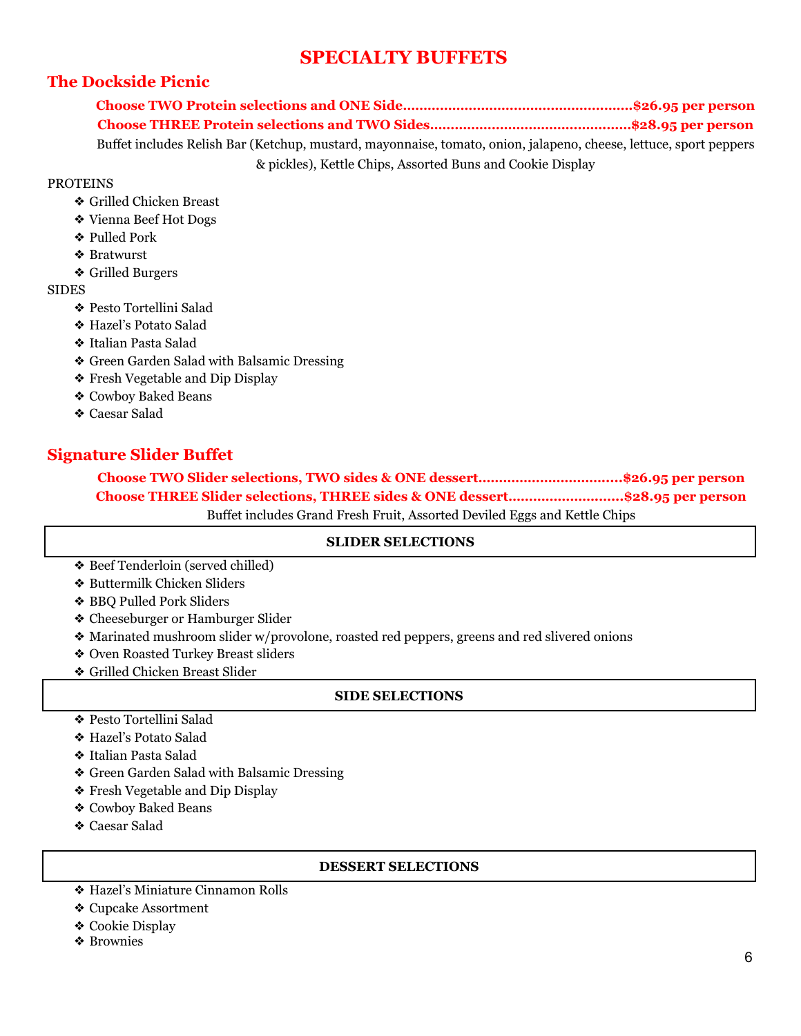# SPECIALTY BUFFETS

## The Dockside Picnic

**Choose TWO Protein selections and ONE Side........................................................$26.95 per person**

**Choose THREE Protein selections and TWO Sides.................................................$28.95 per person**

Buffet includes Relish Bar (Ketchup, mustard, mayonnaise, tomato, onion, jalapeno, cheese, lettuce, sport peppers & pickles), Kettle Chips, Assorted Buns and Cookie Display

PROTEINS

- Grilled Chicken Breast
- Vienna Beef Hot Dogs
- Pulled Pork
- Bratwurst
- Grilled Burgers

SIDES

- Pesto Tortellini Salad
- Hazel's Potato Salad
- Italian Pasta Salad
- Green Garden Salad with Balsamic Dressing
- Fresh Vegetable and Dip Display
- Cowboy Baked Beans
- Caesar Salad

## Signature Slider Buffet

**Choose TWO Slider selections, TWO sides & ONE dessert...................................$26.95 per person**

**Choose THREE Slider selections, THREE sides & ONE dessert............................$28.95 per person**

Buffet includes Grand Fresh Fruit, Assorted Deviled Eggs and Kettle Chips

### SLIDER SELECTIONS

- Beef Tenderloin (served chilled)
- Buttermilk Chicken Sliders
- BBQ Pulled Pork Sliders
- Cheeseburger or Hamburger Slider
- Marinated mushroom slider w/provolone, roasted red peppers, greens and red slivered onions
- Oven Roasted Turkey Breast sliders
- Grilled Chicken Breast Slider

### SIDE SELECTIONS

- Pesto Tortellini Salad
- Hazel's Potato Salad
- Italian Pasta Salad
- Green Garden Salad with Balsamic Dressing
- Fresh Vegetable and Dip Display
- Cowboy Baked Beans
- Caesar Salad

### DESSERT SELECTIONS

- Hazel's Miniature Cinnamon Rolls
- Cupcake Assortment
- Cookie Display
- Brownies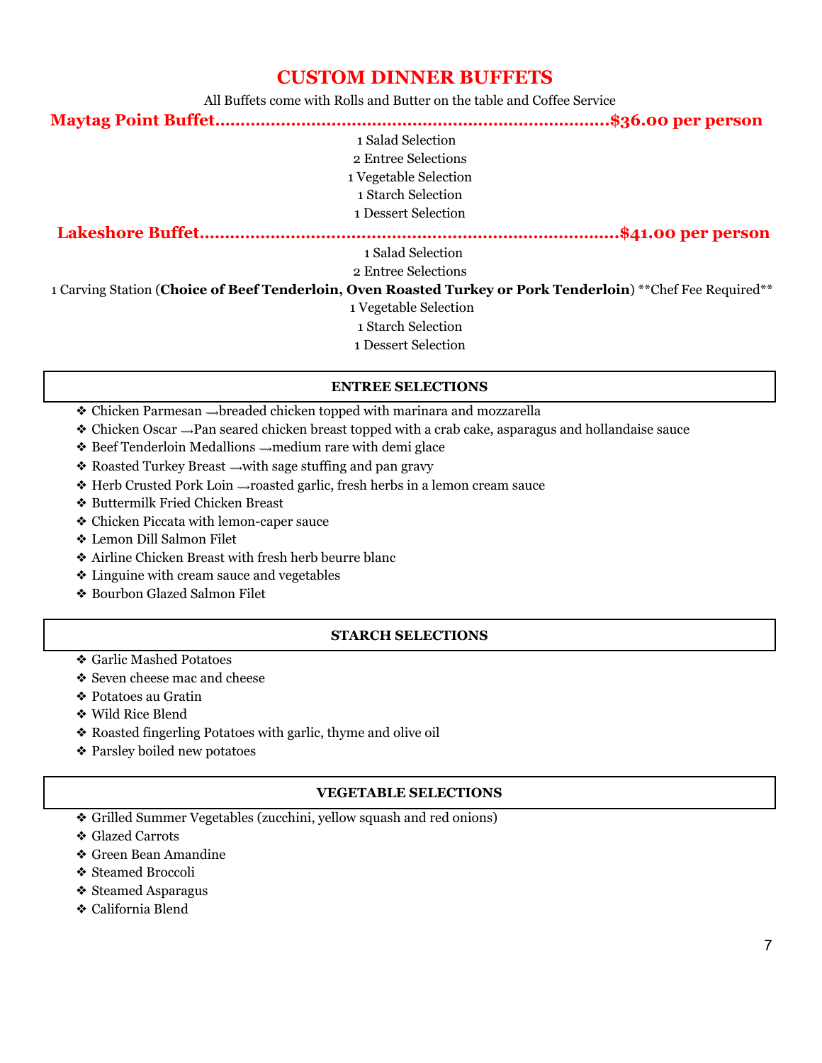# CUSTOM DINNER BUFFETS

All Buffets come with Rolls and Butter on the table and Coffee Service

## Maytag Point Buffet.............................................................................$36.00 per person

1 Salad Selection
2 Entree Selections
1 Vegetable Selection
1 Starch Selection
1 Dessert Selection

## Lakeshore Buffet.....................................................................................$41.00 per person

1 Salad Selection
2 Entree Selections
1 Carving Station (**Choice of Beef Tenderloin, Oven Roasted Turkey or Pork Tenderloin**) **Chef Fee Required**
1 Vegetable Selection
1 Starch Selection
1 Dessert Selection

### ENTREE SELECTIONS

- ❖ Chicken Parmesan ⟿breaded chicken topped with marinara and mozzarella
- ❖ Chicken Oscar ⟿Pan seared chicken breast topped with a crab cake, asparagus and hollandaise sauce
- ❖ Beef Tenderloin Medallions ⟿medium rare with demi glace
- ❖ Roasted Turkey Breast ⟿with sage stuffing and pan gravy
- ❖ Herb Crusted Pork Loin ⟿roasted garlic, fresh herbs in a lemon cream sauce
- ❖ Buttermilk Fried Chicken Breast
- ❖ Chicken Piccata with lemon-caper sauce
- ❖ Lemon Dill Salmon Filet
- ❖ Airline Chicken Breast with fresh herb beurre blanc
- ❖ Linguine with cream sauce and vegetables
- ❖ Bourbon Glazed Salmon Filet

### STARCH SELECTIONS

- ❖ Garlic Mashed Potatoes
- ❖ Seven cheese mac and cheese
- ❖ Potatoes au Gratin
- ❖ Wild Rice Blend
- ❖ Roasted fingerling Potatoes with garlic, thyme and olive oil
- ❖ Parsley boiled new potatoes

### VEGETABLE SELECTIONS

- ❖ Grilled Summer Vegetables (zucchini, yellow squash and red onions)
- ❖ Glazed Carrots
- ❖ Green Bean Amandine
- ❖ Steamed Broccoli
- ❖ Steamed Asparagus
- ❖ California Blend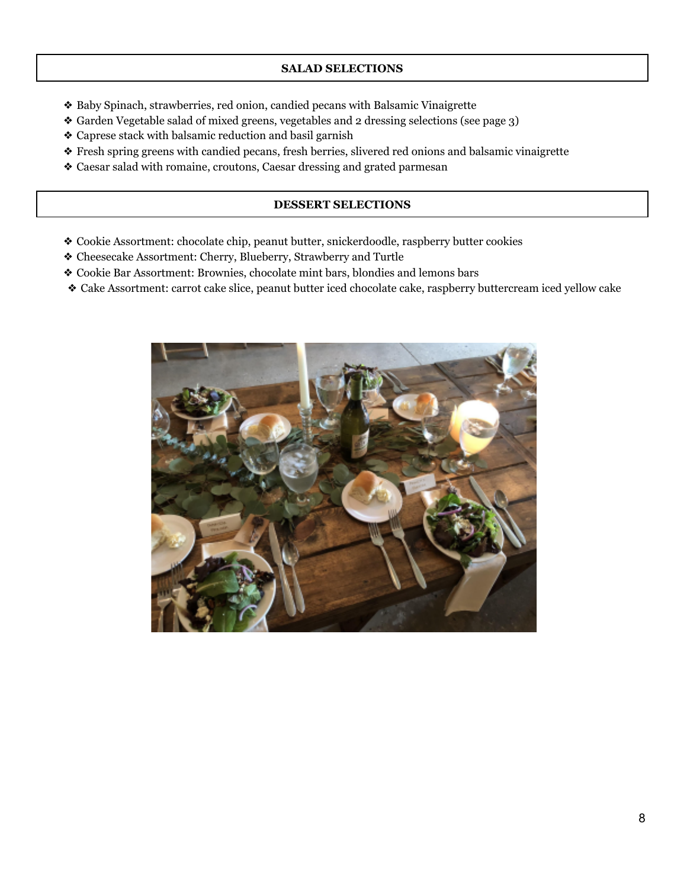## SALAD SELECTIONS

- Baby Spinach, strawberries, red onion, candied pecans with Balsamic Vinaigrette
- Garden Vegetable salad of mixed greens, vegetables and 2 dressing selections (see page 3)
- Caprese stack with balsamic reduction and basil garnish
- Fresh spring greens with candied pecans, fresh berries, slivered red onions and balsamic vinaigrette
- Caesar salad with romaine, croutons, Caesar dressing and grated parmesan

## DESSERT SELECTIONS

- Cookie Assortment: chocolate chip, peanut butter, snickerdoodle, raspberry butter cookies
- Cheesecake Assortment: Cherry, Blueberry, Strawberry and Turtle
- Cookie Bar Assortment: Brownies, chocolate mint bars, blondies and lemons bars
- Cake Assortment: carrot cake slice, peanut butter iced chocolate cake, raspberry buttercream iced yellow cake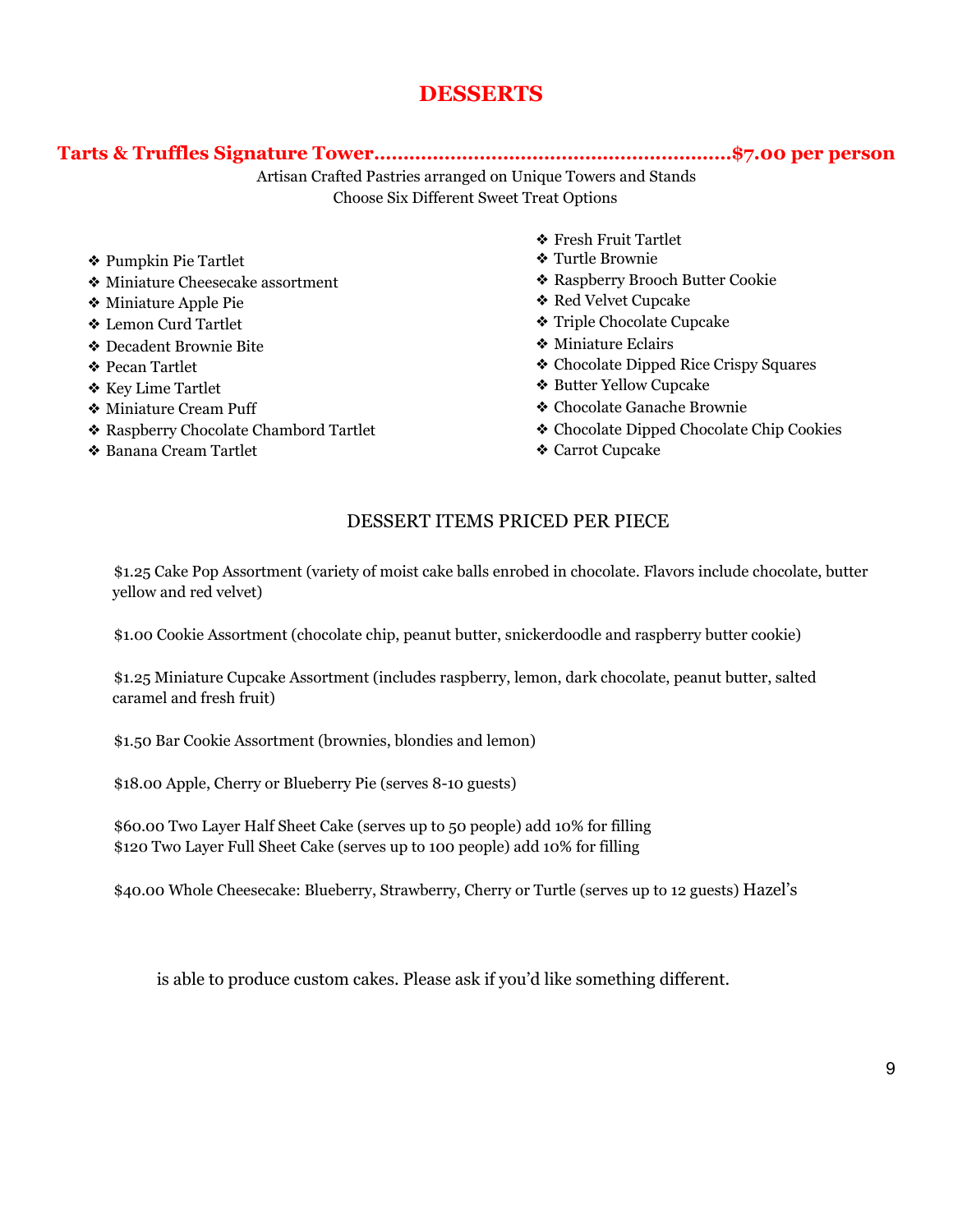# DESSERTS

## Tarts & Truffles Signature Tower.........................................................$7.00 per person

Artisan Crafted Pastries arranged on Unique Towers and Stands
Choose Six Different Sweet Treat Options

- ❖ Pumpkin Pie Tartlet
- ❖ Miniature Cheesecake assortment
- ❖ Miniature Apple Pie
- ❖ Lemon Curd Tartlet
- ❖ Decadent Brownie Bite
- ❖ Pecan Tartlet
- ❖ Key Lime Tartlet
- ❖ Miniature Cream Puff
- ❖ Raspberry Chocolate Chambord Tartlet
- ❖ Banana Cream Tartlet
- ❖ Fresh Fruit Tartlet
- ❖ Turtle Brownie
- ❖ Raspberry Brooch Butter Cookie
- ❖ Red Velvet Cupcake
- ❖ Triple Chocolate Cupcake
- ❖ Miniature Eclairs
- ❖ Chocolate Dipped Rice Crispy Squares
- ❖ Butter Yellow Cupcake
- ❖ Chocolate Ganache Brownie
- ❖ Chocolate Dipped Chocolate Chip Cookies
- ❖ Carrot Cupcake

### DESSERT ITEMS PRICED PER PIECE

$1.25 Cake Pop Assortment (variety of moist cake balls enrobed in chocolate. Flavors include chocolate, butter yellow and red velvet)

$1.00 Cookie Assortment (chocolate chip, peanut butter, snickerdoodle and raspberry butter cookie)

$1.25 Miniature Cupcake Assortment (includes raspberry, lemon, dark chocolate, peanut butter, salted caramel and fresh fruit)

$1.50 Bar Cookie Assortment (brownies, blondies and lemon)

$18.00 Apple, Cherry or Blueberry Pie (serves 8-10 guests)

$60.00 Two Layer Half Sheet Cake (serves up to 50 people) add 10% for filling
$120 Two Layer Full Sheet Cake (serves up to 100 people) add 10% for filling

$40.00 Whole Cheesecake: Blueberry, Strawberry, Cherry or Turtle (serves up to 12 guests) Hazel's

is able to produce custom cakes. Please ask if you'd like something different.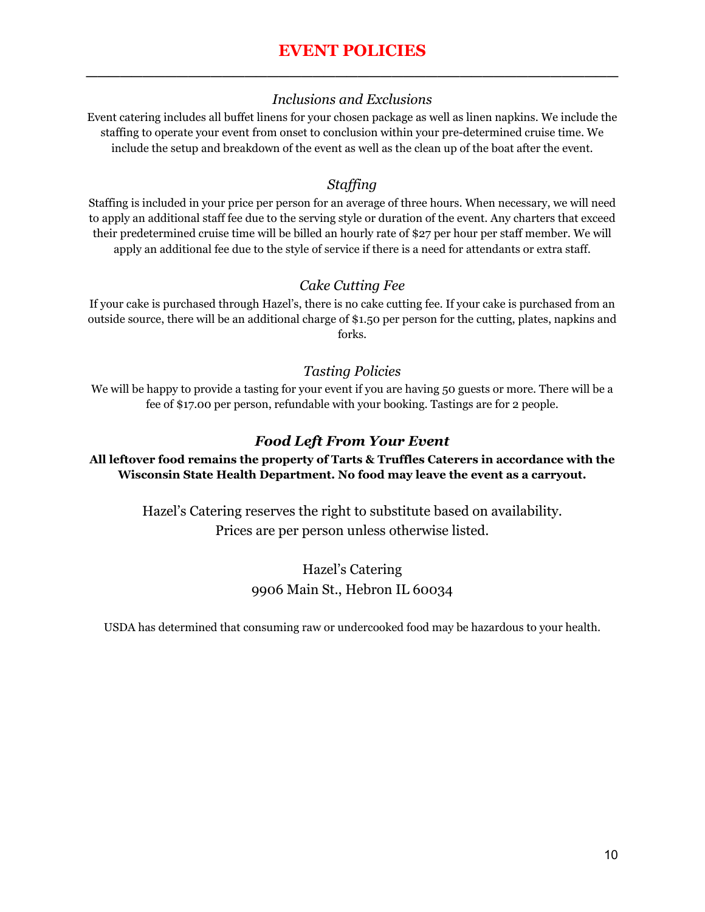# EVENT POLICIES

---

### *Inclusions and Exclusions*

Event catering includes all buffet linens for your chosen package as well as linen napkins. We include the staffing to operate your event from onset to conclusion within your pre-determined cruise time. We include the setup and breakdown of the event as well as the clean up of the boat after the event.

### *Staffing*

Staffing is included in your price per person for an average of three hours. When necessary, we will need to apply an additional staff fee due to the serving style or duration of the event. Any charters that exceed their predetermined cruise time will be billed an hourly rate of $27 per hour per staff member. We will apply an additional fee due to the style of service if there is a need for attendants or extra staff.

### *Cake Cutting Fee*

If your cake is purchased through Hazel's, there is no cake cutting fee. If your cake is purchased from an outside source, there will be an additional charge of $1.50 per person for the cutting, plates, napkins and forks.

### *Tasting Policies*

We will be happy to provide a tasting for your event if you are having 50 guests or more. There will be a fee of $17.00 per person, refundable with your booking. Tastings are for 2 people.

### ***Food Left From Your Event***

**All leftover food remains the property of Tarts & Truffles Caterers in accordance with the Wisconsin State Health Department. No food may leave the event as a carryout.**

Hazel's Catering reserves the right to substitute based on availability.
Prices are per person unless otherwise listed.

Hazel's Catering
9906 Main St., Hebron IL 60034

USDA has determined that consuming raw or undercooked food may be hazardous to your health.